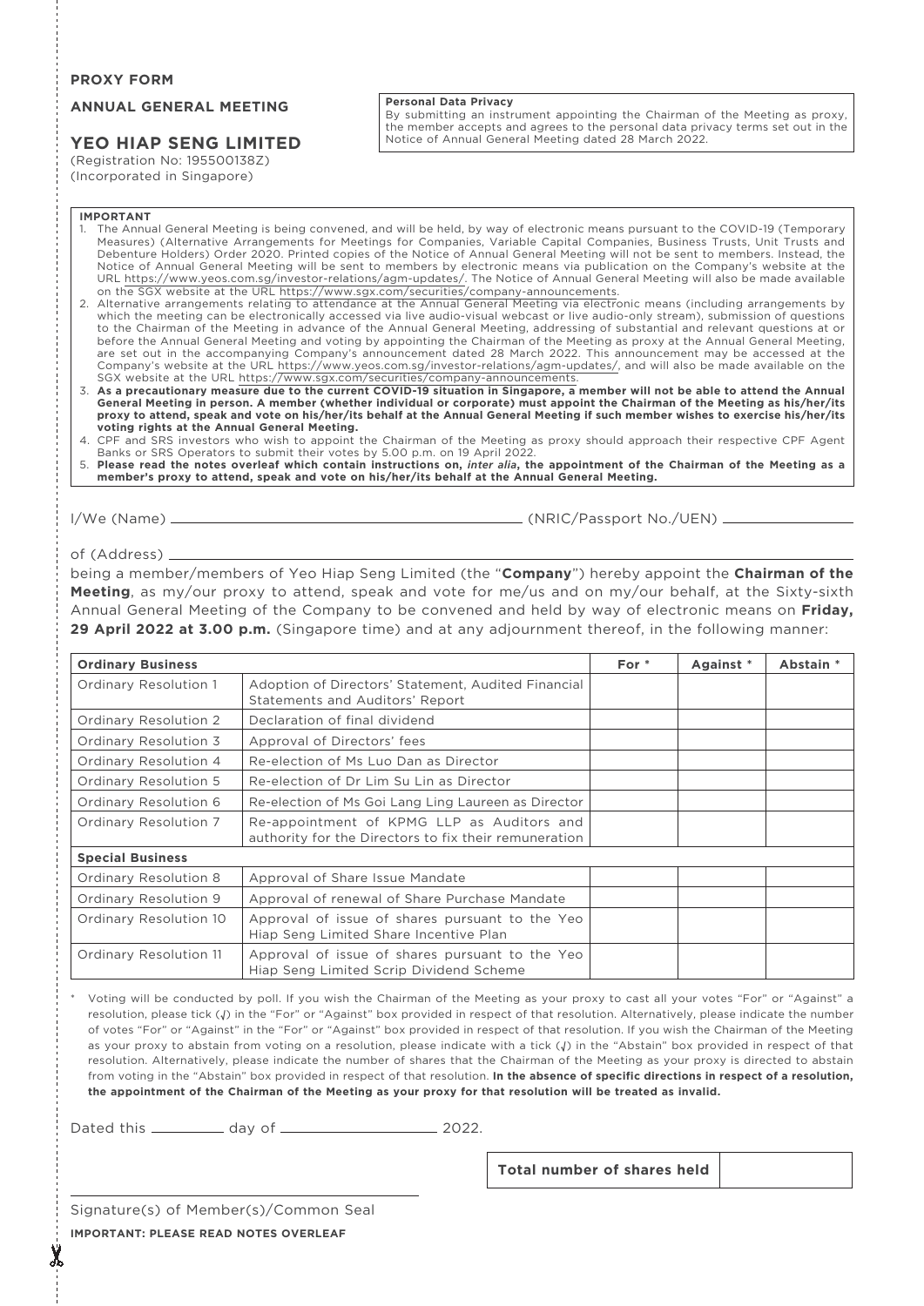**PROXY FORM**

**ANNUAL GENERAL MEETING**

## YEO HIAP SENG LIMITED

(Registration No: 195500138Z)
(Incorporated in Singapore)

**Personal Data Privacy**
By submitting an instrument appointing the Chairman of the Meeting as proxy, the member accepts and agrees to the personal data privacy terms set out in the Notice of Annual General Meeting dated 28 March 2022.

**IMPORTANT**

1. The Annual General Meeting is being convened, and will be held, by way of electronic means pursuant to the COVID-19 (Temporary Measures) (Alternative Arrangements for Meetings for Companies, Variable Capital Companies, Business Trusts, Unit Trusts and Debenture Holders) Order 2020. Printed copies of the Notice of Annual General Meeting will not be sent to members. Instead, the Notice of Annual General Meeting will be sent to members by electronic means via publication on the Company's website at the URL https://www.yeos.com.sg/investor-relations/agm-updates/. The Notice of Annual General Meeting will also be made available on the SGX website at the URL https://www.sgx.com/securities/company-announcements.
2. Alternative arrangements relating to attendance at the Annual General Meeting via electronic means (including arrangements by which the meeting can be electronically accessed via live audio-visual webcast or live audio-only stream), submission of questions to the Chairman of the Meeting in advance of the Annual General Meeting, addressing of substantial and relevant questions at or before the Annual General Meeting and voting by appointing the Chairman of the Meeting as proxy at the Annual General Meeting, are set out in the accompanying Company's announcement dated 28 March 2022. This announcement may be accessed at the Company's website at the URL https://www.yeos.com.sg/investor-relations/agm-updates/, and will also be made available on the SGX website at the URL https://www.sgx.com/securities/company-announcements.
3. **As a precautionary measure due to the current COVID-19 situation in Singapore, a member will not be able to attend the Annual General Meeting in person. A member (whether individual or corporate) must appoint the Chairman of the Meeting as his/her/its proxy to attend, speak and vote on his/her/its behalf at the Annual General Meeting if such member wishes to exercise his/her/its voting rights at the Annual General Meeting.**
4. CPF and SRS investors who wish to appoint the Chairman of the Meeting as proxy should approach their respective CPF Agent Banks or SRS Operators to submit their votes by 5.00 p.m. on 19 April 2022.
5. **Please read the notes overleaf which contain instructions on, *inter alia*, the appointment of the Chairman of the Meeting as a member's proxy to attend, speak and vote on his/her/its behalf at the Annual General Meeting.**

I/We (Name) ____________________________________________ (NRIC/Passport No./UEN) ____________________

of (Address) ____________________________________________________________________________

being a member/members of Yeo Hiap Seng Limited (the "**Company**") hereby appoint the **Chairman of the Meeting**, as my/our proxy to attend, speak and vote for me/us and on my/our behalf, at the Sixty-sixth Annual General Meeting of the Company to be convened and held by way of electronic means on **Friday, 29 April 2022 at 3.00 p.m.** (Singapore time) and at any adjournment thereof, in the following manner:

| **Ordinary Business** | | For * | Against * | Abstain * |
|---|---|---|---|---|
| Ordinary Resolution 1 | Adoption of Directors' Statement, Audited Financial Statements and Auditors' Report | | | |
| Ordinary Resolution 2 | Declaration of final dividend | | | |
| Ordinary Resolution 3 | Approval of Directors' fees | | | |
| Ordinary Resolution 4 | Re-election of Ms Luo Dan as Director | | | |
| Ordinary Resolution 5 | Re-election of Dr Lim Su Lin as Director | | | |
| Ordinary Resolution 6 | Re-election of Ms Goi Lang Ling Laureen as Director | | | |
| Ordinary Resolution 7 | Re-appointment of KPMG LLP as Auditors and authority for the Directors to fix their remuneration | | | |
| **Special Business** | | | | |
| Ordinary Resolution 8 | Approval of Share Issue Mandate | | | |
| Ordinary Resolution 9 | Approval of renewal of Share Purchase Mandate | | | |
| Ordinary Resolution 10 | Approval of issue of shares pursuant to the Yeo Hiap Seng Limited Share Incentive Plan | | | |
| Ordinary Resolution 11 | Approval of issue of shares pursuant to the Yeo Hiap Seng Limited Scrip Dividend Scheme | | | |

\* Voting will be conducted by poll. If you wish the Chairman of the Meeting as your proxy to cast all your votes "For" or "Against" a resolution, please tick (√) in the "For" or "Against" box provided in respect of that resolution. Alternatively, please indicate the number of votes "For" or "Against" in the "For" or "Against" box provided in respect of that resolution. If you wish the Chairman of the Meeting as your proxy to abstain from voting on a resolution, please indicate with a tick (√) in the "Abstain" box provided in respect of that resolution. Alternatively, please indicate the number of shares that the Chairman of the Meeting as your proxy is directed to abstain from voting in the "Abstain" box provided in respect of that resolution. **In the absence of specific directions in respect of a resolution, the appointment of the Chairman of the Meeting as your proxy for that resolution will be treated as invalid.**

Dated this __________ day of ____________________ 2022.

| **Total number of shares held** | |
|---|---|

____________________________________
Signature(s) of Member(s)/Common Seal

**IMPORTANT: PLEASE READ NOTES OVERLEAF**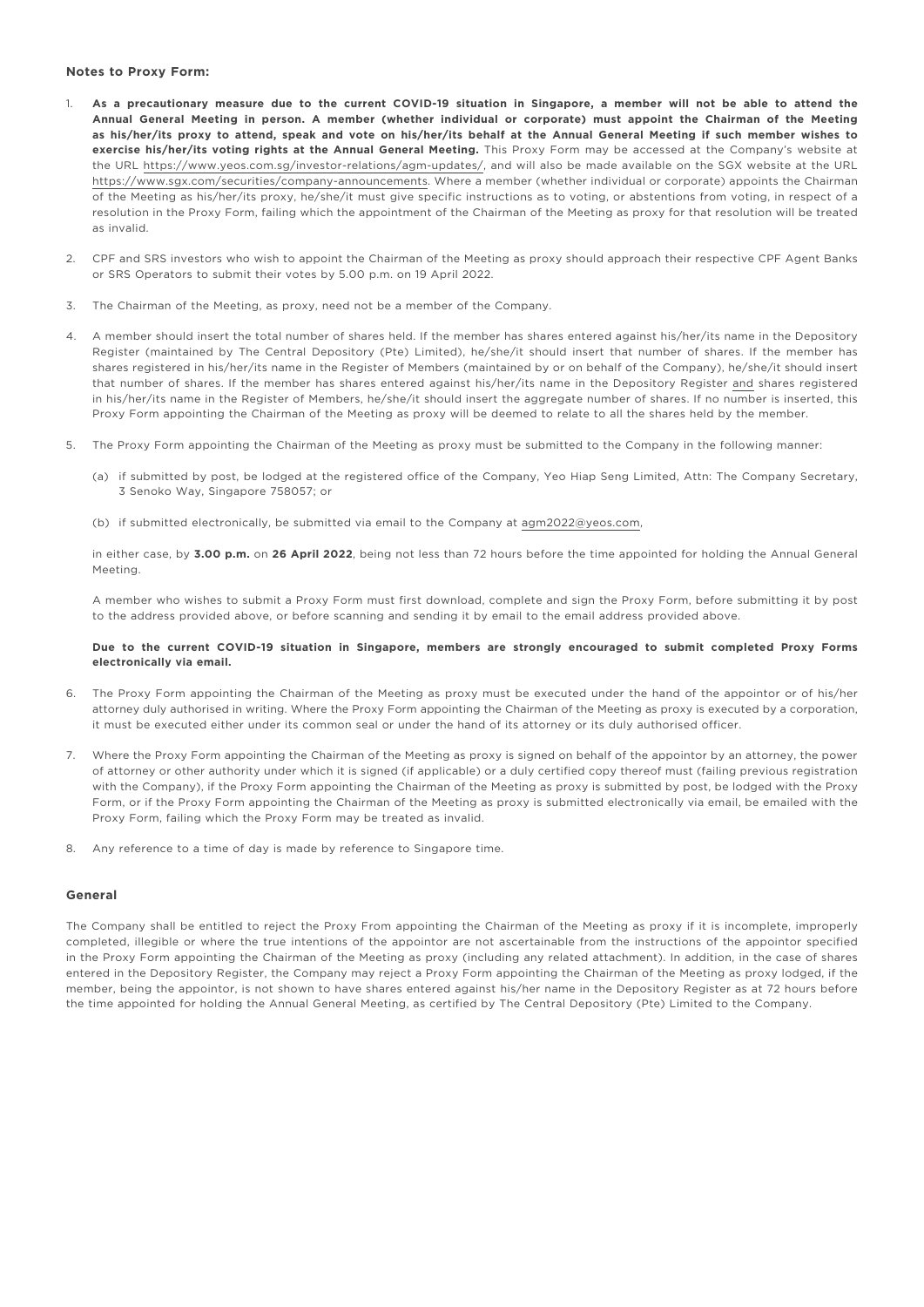**Notes to Proxy Form:**

1. **As a precautionary measure due to the current COVID-19 situation in Singapore, a member will not be able to attend the Annual General Meeting in person. A member (whether individual or corporate) must appoint the Chairman of the Meeting as his/her/its proxy to attend, speak and vote on his/her/its behalf at the Annual General Meeting if such member wishes to exercise his/her/its voting rights at the Annual General Meeting.** This Proxy Form may be accessed at the Company's website at the URL https://www.yeos.com.sg/investor-relations/agm-updates/, and will also be made available on the SGX website at the URL https://www.sgx.com/securities/company-announcements. Where a member (whether individual or corporate) appoints the Chairman of the Meeting as his/her/its proxy, he/she/it must give specific instructions as to voting, or abstentions from voting, in respect of a resolution in the Proxy Form, failing which the appointment of the Chairman of the Meeting as proxy for that resolution will be treated as invalid.

2. CPF and SRS investors who wish to appoint the Chairman of the Meeting as proxy should approach their respective CPF Agent Banks or SRS Operators to submit their votes by 5.00 p.m. on 19 April 2022.

3. The Chairman of the Meeting, as proxy, need not be a member of the Company.

4. A member should insert the total number of shares held. If the member has shares entered against his/her/its name in the Depository Register (maintained by The Central Depository (Pte) Limited), he/she/it should insert that number of shares. If the member has shares registered in his/her/its name in the Register of Members (maintained by or on behalf of the Company), he/she/it should insert that number of shares. If the member has shares entered against his/her/its name in the Depository Register and shares registered in his/her/its name in the Register of Members, he/she/it should insert the aggregate number of shares. If no number is inserted, this Proxy Form appointing the Chairman of the Meeting as proxy will be deemed to relate to all the shares held by the member.

5. The Proxy Form appointing the Chairman of the Meeting as proxy must be submitted to the Company in the following manner:

   (a) if submitted by post, be lodged at the registered office of the Company, Yeo Hiap Seng Limited, Attn: The Company Secretary, 3 Senoko Way, Singapore 758057; or

   (b) if submitted electronically, be submitted via email to the Company at agm2022@yeos.com,

   in either case, by **3.00 p.m.** on **26 April 2022**, being not less than 72 hours before the time appointed for holding the Annual General Meeting.

   A member who wishes to submit a Proxy Form must first download, complete and sign the Proxy Form, before submitting it by post to the address provided above, or before scanning and sending it by email to the email address provided above.

   **Due to the current COVID-19 situation in Singapore, members are strongly encouraged to submit completed Proxy Forms electronically via email.**

6. The Proxy Form appointing the Chairman of the Meeting as proxy must be executed under the hand of the appointor or of his/her attorney duly authorised in writing. Where the Proxy Form appointing the Chairman of the Meeting as proxy is executed by a corporation, it must be executed either under its common seal or under the hand of its attorney or its duly authorised officer.

7. Where the Proxy Form appointing the Chairman of the Meeting as proxy is signed on behalf of the appointor by an attorney, the power of attorney or other authority under which it is signed (if applicable) or a duly certified copy thereof must (failing previous registration with the Company), if the Proxy Form appointing the Chairman of the Meeting as proxy is submitted by post, be lodged with the Proxy Form, or if the Proxy Form appointing the Chairman of the Meeting as proxy is submitted electronically via email, be emailed with the Proxy Form, failing which the Proxy Form may be treated as invalid.

8. Any reference to a time of day is made by reference to Singapore time.

**General**

The Company shall be entitled to reject the Proxy From appointing the Chairman of the Meeting as proxy if it is incomplete, improperly completed, illegible or where the true intentions of the appointor are not ascertainable from the instructions of the appointor specified in the Proxy Form appointing the Chairman of the Meeting as proxy (including any related attachment). In addition, in the case of shares entered in the Depository Register, the Company may reject a Proxy Form appointing the Chairman of the Meeting as proxy lodged, if the member, being the appointor, is not shown to have shares entered against his/her name in the Depository Register as at 72 hours before the time appointed for holding the Annual General Meeting, as certified by The Central Depository (Pte) Limited to the Company.